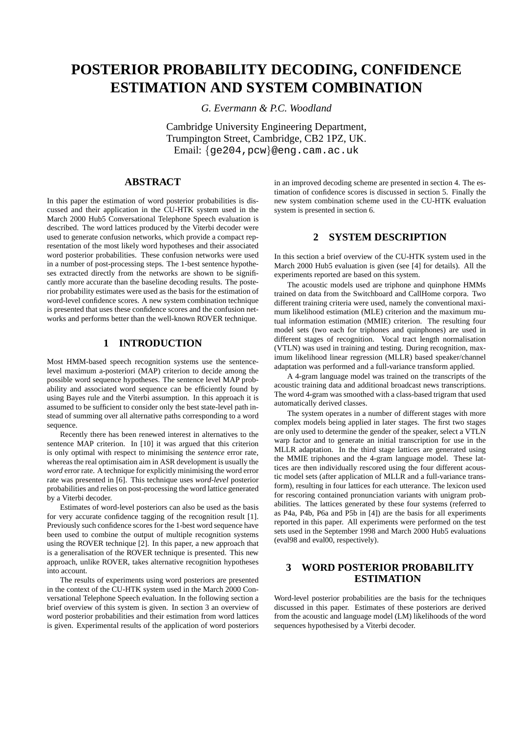# POSTERIOR PROBABILITY DECODING, CONFIDENCE ESTIMATION AND SYSTEM COMBINATION

*G. Evermann & P.C. Woodland*

Cambridge University Engineering Department,
Trumpington Street, Cambridge, CB2 1PZ, UK.
Email: {ge204,pcw}@eng.cam.ac.uk

## ABSTRACT

In this paper the estimation of word posterior probabilities is discussed and their application in the CU-HTK system used in the March 2000 Hub5 Conversational Telephone Speech evaluation is described. The word lattices produced by the Viterbi decoder were used to generate confusion networks, which provide a compact representation of the most likely word hypotheses and their associated word posterior probabilities. These confusion networks were used in a number of post-processing steps. The 1-best sentence hypotheses extracted directly from the networks are shown to be significantly more accurate than the baseline decoding results. The posterior probability estimates were used as the basis for the estimation of word-level confidence scores. A new system combination technique is presented that uses these confidence scores and the confusion networks and performs better than the well-known ROVER technique.

## 1 INTRODUCTION

Most HMM-based speech recognition systems use the sentence-level maximum a-posteriori (MAP) criterion to decide among the possible word sequence hypotheses. The sentence level MAP probability and associated word sequence can be efficiently found by using Bayes rule and the Viterbi assumption. In this approach it is assumed to be sufficient to consider only the best state-level path instead of summing over all alternative paths corresponding to a word sequence.

Recently there has been renewed interest in alternatives to the sentence MAP criterion. In [10] it was argued that this criterion is only optimal with respect to minimising the *sentence* error rate, whereas the real optimisation aim in ASR development is usually the *word* error rate. A technique for explicitly minimising the word error rate was presented in [6]. This technique uses *word-level* posterior probabilities and relies on post-processing the word lattice generated by a Viterbi decoder.

Estimates of word-level posteriors can also be used as the basis for very accurate confidence tagging of the recognition result [1]. Previously such confidence scores for the 1-best word sequence have been used to combine the output of multiple recognition systems using the ROVER technique [2]. In this paper, a new approach that is a generalisation of the ROVER technique is presented. This new approach, unlike ROVER, takes alternative recognition hypotheses into account.

The results of experiments using word posteriors are presented in the context of the CU-HTK system used in the March 2000 Conversational Telephone Speech evaluation. In the following section a brief overview of this system is given. In section 3 an overview of word posterior probabilities and their estimation from word lattices is given. Experimental results of the application of word posteriors in an improved decoding scheme are presented in section 4. The estimation of confidence scores is discussed in section 5. Finally the new system combination scheme used in the CU-HTK evaluation system is presented in section 6.

## 2 SYSTEM DESCRIPTION

In this section a brief overview of the CU-HTK system used in the March 2000 Hub5 evaluation is given (see [4] for details). All the experiments reported are based on this system.

The acoustic models used are triphone and quinphone HMMs trained on data from the Switchboard and CallHome corpora. Two different training criteria were used, namely the conventional maximum likelihood estimation (MLE) criterion and the maximum mutual information estimation (MMIE) criterion. The resulting four model sets (two each for triphones and quinphones) are used in different stages of recognition. Vocal tract length normalisation (VTLN) was used in training and testing. During recognition, maximum likelihood linear regression (MLLR) based speaker/channel adaptation was performed and a full-variance transform applied.

A 4-gram language model was trained on the transcripts of the acoustic training data and additional broadcast news transcriptions. The word 4-gram was smoothed with a class-based trigram that used automatically derived classes.

The system operates in a number of different stages with more complex models being applied in later stages. The first two stages are only used to determine the gender of the speaker, select a VTLN warp factor and to generate an initial transcription for use in the MLLR adaptation. In the third stage lattices are generated using the MMIE triphones and the 4-gram language model. These lattices are then individually rescored using the four different acoustic model sets (after application of MLLR and a full-variance transform), resulting in four lattices for each utterance. The lexicon used for rescoring contained pronunciation variants with unigram probabilities. The lattices generated by these four systems (referred to as P4a, P4b, P6a and P5b in [4]) are the basis for all experiments reported in this paper. All experiments were performed on the test sets used in the September 1998 and March 2000 Hub5 evaluations (eval98 and eval00, respectively).

## 3 WORD POSTERIOR PROBABILITY ESTIMATION

Word-level posterior probabilities are the basis for the techniques discussed in this paper. Estimates of these posteriors are derived from the acoustic and language model (LM) likelihoods of the word sequences hypothesised by a Viterbi decoder.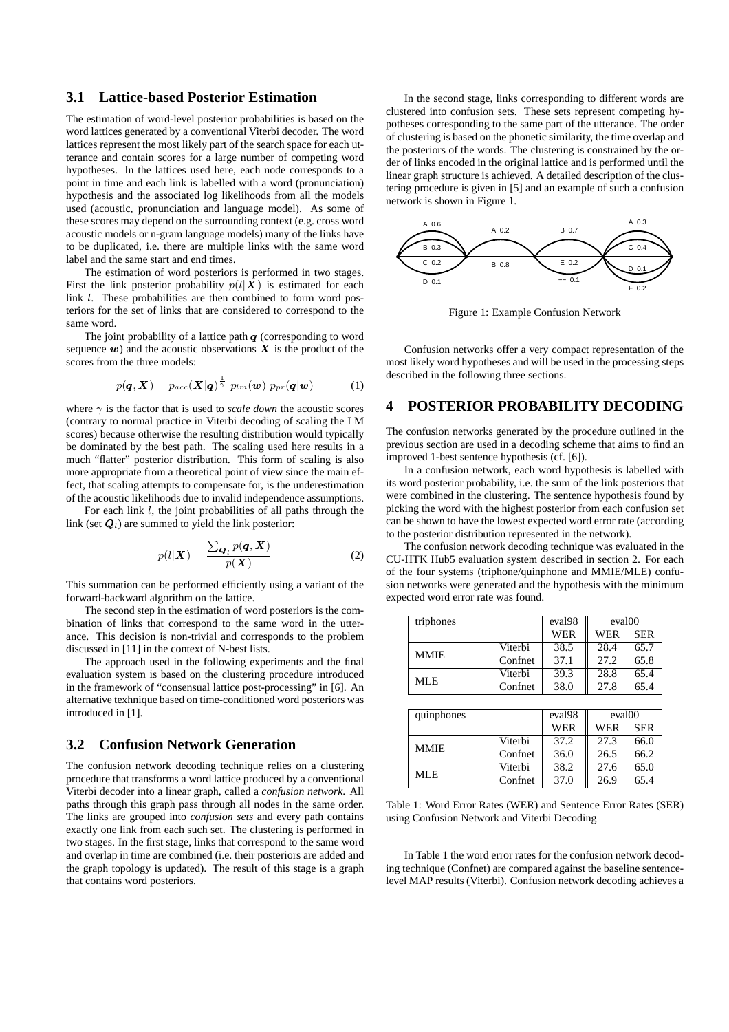### 3.1 Lattice-based Posterior Estimation

The estimation of word-level posterior probabilities is based on the word lattices generated by a conventional Viterbi decoder. The word lattices represent the most likely part of the search space for each utterance and contain scores for a large number of competing word hypotheses. In the lattices used here, each node corresponds to a point in time and each link is labelled with a word (pronunciation) hypothesis and the associated log likelihoods from all the models used (acoustic, pronunciation and language model). As some of these scores may depend on the surrounding context (e.g. cross word acoustic models or n-gram language models) many of the links have to be duplicated, i.e. there are multiple links with the same word label and the same start and end times.

The estimation of word posteriors is performed in two stages. First the link posterior probability $p(l|\boldsymbol{X})$ is estimated for each link $l$. These probabilities are then combined to form word posteriors for the set of links that are considered to correspond to the same word.

The joint probability of a lattice path $\boldsymbol{q}$ (corresponding to word sequence $\boldsymbol{w}$) and the acoustic observations $\boldsymbol{X}$ is the product of the scores from the three models:

$$p(\boldsymbol{q}, \boldsymbol{X}) = p_{acc}(\boldsymbol{X}|\boldsymbol{q})^{\frac{1}{\gamma}}\ p_{lm}(\boldsymbol{w})\ p_{pr}(\boldsymbol{q}|\boldsymbol{w}) \qquad (1)$$

where $\gamma$ is the factor that is used to *scale down* the acoustic scores (contrary to normal practice in Viterbi decoding of scaling the LM scores) because otherwise the resulting distribution would typically be dominated by the best path. The scaling used here results in a much "flatter" posterior distribution. This form of scaling is also more appropriate from a theoretical point of view since the main effect, that scaling attempts to compensate for, is the underestimation of the acoustic likelihoods due to invalid independence assumptions.

For each link $l$, the joint probabilities of all paths through the link (set $\boldsymbol{Q}_l$) are summed to yield the link posterior:

$$p(l|\boldsymbol{X}) = \frac{\sum_{\boldsymbol{Q}_l} p(\boldsymbol{q}, \boldsymbol{X})}{p(\boldsymbol{X})} \qquad (2)$$

This summation can be performed efficiently using a variant of the forward-backward algorithm on the lattice.

The second step in the estimation of word posteriors is the combination of links that correspond to the same word in the utterance. This decision is non-trivial and corresponds to the problem discussed in [11] in the context of N-best lists.

The approach used in the following experiments and the final evaluation system is based on the clustering procedure introduced in the framework of "consensual lattice post-processing" in [6]. An alternative texhnique based on time-conditioned word posteriors was introduced in [1].

### 3.2 Confusion Network Generation

The confusion network decoding technique relies on a clustering procedure that transforms a word lattice produced by a conventional Viterbi decoder into a linear graph, called a *confusion network*. All paths through this graph pass through all nodes in the same order. The links are grouped into *confusion sets* and every path contains exactly one link from each such set. The clustering is performed in two stages. In the first stage, links that correspond to the same word and overlap in time are combined (i.e. their posteriors are added and the graph topology is updated). The result of this stage is a graph that contains word posteriors.

In the second stage, links corresponding to different words are clustered into confusion sets. These sets represent competing hypotheses corresponding to the same part of the utterance. The order of clustering is based on the phonetic similarity, the time overlap and the posteriors of the words. The clustering is constrained by the order of links encoded in the original lattice and is performed until the linear graph structure is achieved. A detailed description of the clustering procedure is given in [5] and an example of such a confusion network is shown in Figure 1.

A 0.6 | B 0.3 | C 0.2 | D 0.1 — A 0.2 | B 0.8 — B 0.7 | E 0.2 | -- 0.1 — A 0.3 | C 0.4 | D 0.1 | F 0.2

Figure 1: Example Confusion Network

Confusion networks offer a very compact representation of the most likely word hypotheses and will be used in the processing steps described in the following three sections.

## 4 POSTERIOR PROBABILITY DECODING

The confusion networks generated by the procedure outlined in the previous section are used in a decoding scheme that aims to find an improved 1-best sentence hypothesis (cf. [6]).

In a confusion network, each word hypothesis is labelled with its word posterior probability, i.e. the sum of the link posteriors that were combined in the clustering. The sentence hypothesis found by picking the word with the highest posterior from each confusion set can be shown to have the lowest expected word error rate (according to the posterior distribution represented in the network).

The confusion network decoding technique was evaluated in the CU-HTK Hub5 evaluation system described in section 2. For each of the four systems (triphone/quinphone and MMIE/MLE) confusion networks were generated and the hypothesis with the minimum expected word error rate was found.

| triphones | | eval98 | eval00 | |
|---|---|---|---|---|
| | | WER | WER | SER |
| MMIE | Viterbi | 38.5 | 28.4 | 65.7 |
| | Confnet | 37.1 | 27.2 | 65.8 |
| MLE | Viterbi | 39.3 | 28.8 | 65.4 |
| | Confnet | 38.0 | 27.8 | 65.4 |

| quinphones | | eval98 | eval00 | |
|---|---|---|---|---|
| | | WER | WER | SER |
| MMIE | Viterbi | 37.2 | 27.3 | 66.0 |
| | Confnet | 36.0 | 26.5 | 66.2 |
| MLE | Viterbi | 38.2 | 27.6 | 65.0 |
| | Confnet | 37.0 | 26.9 | 65.4 |

Table 1: Word Error Rates (WER) and Sentence Error Rates (SER) using Confusion Network and Viterbi Decoding

In Table 1 the word error rates for the confusion network decoding technique (Confnet) are compared against the baseline sentence-level MAP results (Viterbi). Confusion network decoding achieves a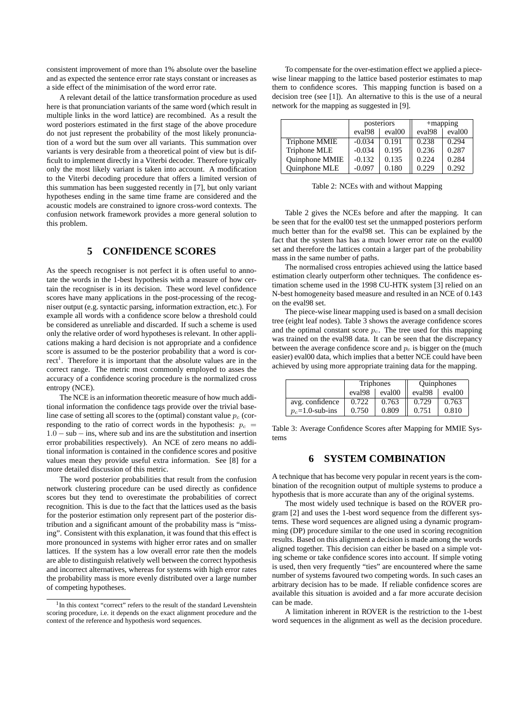consistent improvement of more than 1% absolute over the baseline and as expected the sentence error rate stays constant or increases as a side effect of the minimisation of the word error rate.

A relevant detail of the lattice transformation procedure as used here is that pronunciation variants of the same word (which result in multiple links in the word lattice) are recombined. As a result the word posteriors estimated in the first stage of the above procedure do not just represent the probability of the most likely pronunciation of a word but the sum over all variants. This summation over variants is very desirable from a theoretical point of view but is difficult to implement directly in a Viterbi decoder. Therefore typically only the most likely variant is taken into account. A modification to the Viterbi decoding procedure that offers a limited version of this summation has been suggested recently in [7], but only variant hypotheses ending in the same time frame are considered and the acoustic models are constrained to ignore cross-word contexts. The confusion network framework provides a more general solution to this problem.

## 5 CONFIDENCE SCORES

As the speech recogniser is not perfect it is often useful to annotate the words in the 1-best hypothesis with a measure of how certain the recogniser is in its decision. These word level confidence scores have many applications in the post-processing of the recogniser output (e.g. syntactic parsing, information extraction, etc.). For example all words with a confidence score below a threshold could be considered as unreliable and discarded. If such a scheme is used only the relative order of word hypotheses is relevant. In other applications making a hard decision is not appropriate and a confidence score is assumed to be the posterior probability that a word is correct[1]. Therefore it is important that the absolute values are in the correct range. The metric most commonly employed to asses the accuracy of a confidence scoring procedure is the normalized cross entropy (NCE).

The NCE is an information theoretic measure of how much additional information the confidence tags provide over the trivial baseline case of setting all scores to the (optimal) constant value $p_c$ (corresponding to the ratio of correct words in the hypothesis: $p_c = 1.0 - \text{sub} - \text{ins}$, where sub and ins are the substitution and insertion error probabilities respectively). An NCE of zero means no additional information is contained in the confidence scores and positive values mean they provide useful extra information. See [8] for a more detailed discussion of this metric.

The word posterior probabilities that result from the confusion network clustering procedure can be used directly as confidence scores but they tend to overestimate the probabilities of correct recognition. This is due to the fact that the lattices used as the basis for the posterior estimation only represent part of the posterior distribution and a significant amount of the probability mass is "missing". Consistent with this explanation, it was found that this effect is more pronounced in systems with higher error rates and on smaller lattices. If the system has a low overall error rate then the models are able to distinguish relatively well between the correct hypothesis and incorrect alternatives, whereas for systems with high error rates the probability mass is more evenly distributed over a large number of competing hypotheses.

[1] In this context "correct" refers to the result of the standard Levenshtein scoring procedure, i.e. it depends on the exact alignment procedure and the context of the reference and hypothesis word sequences.

To compensate for the over-estimation effect we applied a piecewise linear mapping to the lattice based posterior estimates to map them to confidence scores. This mapping function is based on a decision tree (see [1]). An alternative to this is the use of a neural network for the mapping as suggested in [9].

| | posteriors | | +mapping | |
|---|---|---|---|---|
| | eval98 | eval00 | eval98 | eval00 |
| Triphone MMIE | -0.034 | 0.191 | 0.238 | 0.294 |
| Triphone MLE | -0.034 | 0.195 | 0.236 | 0.287 |
| Quinphone MMIE | -0.132 | 0.135 | 0.224 | 0.284 |
| Quinphone MLE | -0.097 | 0.180 | 0.229 | 0.292 |

Table 2: NCEs with and without Mapping

Table 2 gives the NCEs before and after the mapping. It can be seen that for the eval00 test set the unmapped posteriors perform much better than for the eval98 set. This can be explained by the fact that the system has has a much lower error rate on the eval00 set and therefore the lattices contain a larger part of the probability mass in the same number of paths.

The normalised cross entropies achieved using the lattice based estimation clearly outperform other techniques. The confidence estimation scheme used in the 1998 CU-HTK system [3] relied on an N-best homogeneity based measure and resulted in an NCE of 0.143 on the eval98 set.

The piece-wise linear mapping used is based on a small decision tree (eight leaf nodes). Table 3 shows the average confidence scores and the optimal constant score $p_c$. The tree used for this mapping was trained on the eval98 data. It can be seen that the discrepancy between the average confidence score and $p_c$ is bigger on the (much easier) eval00 data, which implies that a better NCE could have been achieved by using more appropriate training data for the mapping.

| | Triphones | | Quinphones | |
|---|---|---|---|---|
| | eval98 | eval00 | eval98 | eval00 |
| avg. confidence | 0.722 | 0.763 | 0.729 | 0.763 |
| $p_c$=1.0-sub-ins | 0.750 | 0.809 | 0.751 | 0.810 |

Table 3: Average Confidence Scores after Mapping for MMIE Systems

## 6 SYSTEM COMBINATION

A technique that has become very popular in recent years is the combination of the recognition output of multiple systems to produce a hypothesis that is more accurate than any of the original systems.

The most widely used technique is based on the ROVER program [2] and uses the 1-best word sequence from the different systems. These word sequences are aligned using a dynamic programming (DP) procedure similar to the one used in scoring recognition results. Based on this alignment a decision is made among the words aligned together. This decision can either be based on a simple voting scheme or take confidence scores into account. If simple voting is used, then very frequently "ties" are encountered where the same number of systems favoured two competing words. In such cases an arbitrary decision has to be made. If reliable confidence scores are available this situation is avoided and a far more accurate decision can be made.

A limitation inherent in ROVER is the restriction to the 1-best word sequences in the alignment as well as the decision procedure.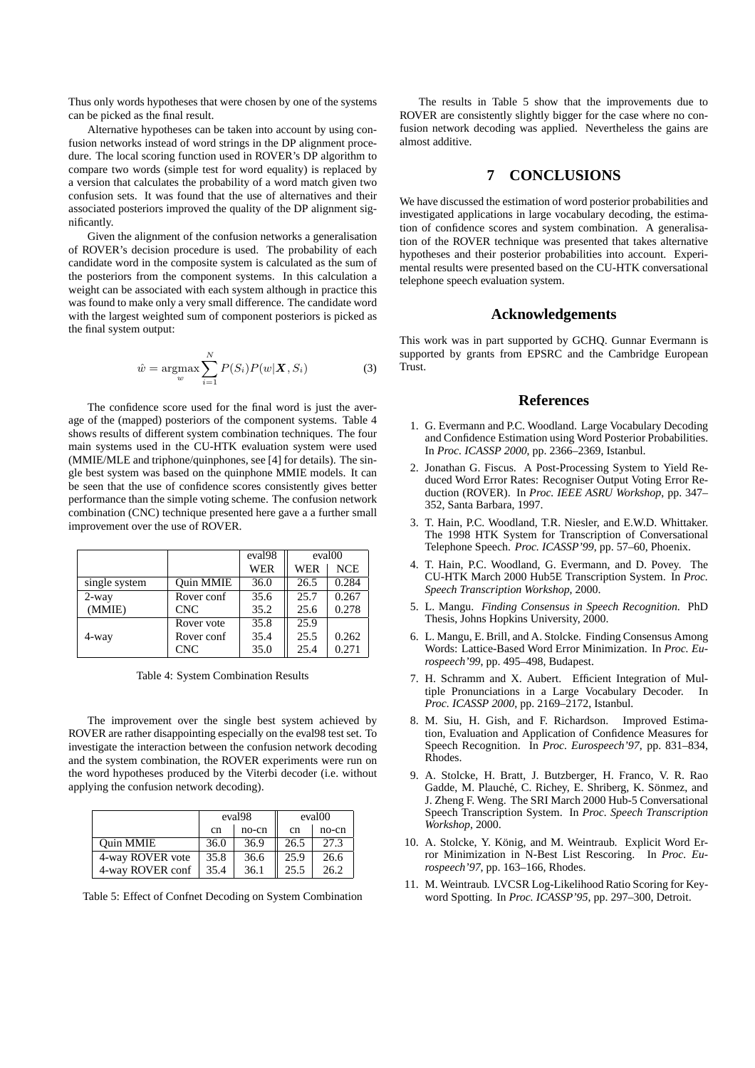Thus only words hypotheses that were chosen by one of the systems can be picked as the final result.

Alternative hypotheses can be taken into account by using confusion networks instead of word strings in the DP alignment procedure. The local scoring function used in ROVER's DP algorithm to compare two words (simple test for word equality) is replaced by a version that calculates the probability of a word match given two confusion sets. It was found that the use of alternatives and their associated posteriors improved the quality of the DP alignment significantly.

Given the alignment of the confusion networks a generalisation of ROVER's decision procedure is used. The probability of each candidate word in the composite system is calculated as the sum of the posteriors from the component systems. In this calculation a weight can be associated with each system although in practice this was found to make only a very small difference. The candidate word with the largest weighted sum of component posteriors is picked as the final system output:

$$\hat{w} = \underset{w}{\operatorname{argmax}} \sum_{i=1}^{N} P(S_i) P(w|\boldsymbol{X}, S_i) \tag{3}$$

The confidence score used for the final word is just the average of the (mapped) posteriors of the component systems. Table 4 shows results of different system combination techniques. The four main systems used in the CU-HTK evaluation system were used (MMIE/MLE and triphone/quinphones, see [4] for details). The single best system was based on the quinphone MMIE models. It can be seen that the use of confidence scores consistently gives better performance than the simple voting scheme. The confusion network combination (CNC) technique presented here gave a a further small improvement over the use of ROVER.

| | | eval98 | eval00 | |
|---|---|---|---|---|
| | | WER | WER | NCE |
| single system | Quin MMIE | 36.0 | 26.5 | 0.284 |
| 2-way | Rover conf | 35.6 | 25.7 | 0.267 |
| (MMIE) | CNC | 35.2 | 25.6 | 0.278 |
| | Rover vote | 35.8 | 25.9 | |
| 4-way | Rover conf | 35.4 | 25.5 | 0.262 |
| | CNC | 35.0 | 25.4 | 0.271 |

Table 4: System Combination Results

The improvement over the single best system achieved by ROVER are rather disappointing especially on the eval98 test set. To investigate the interaction between the confusion network decoding and the system combination, the ROVER experiments were run on the word hypotheses produced by the Viterbi decoder (i.e. without applying the confusion network decoding).

| | eval98 | | eval00 | |
|---|---|---|---|---|
| | cn | no-cn | cn | no-cn |
| Quin MMIE | 36.0 | 36.9 | 26.5 | 27.3 |
| 4-way ROVER vote | 35.8 | 36.6 | 25.9 | 26.6 |
| 4-way ROVER conf | 35.4 | 36.1 | 25.5 | 26.2 |

Table 5: Effect of Confnet Decoding on System Combination

The results in Table 5 show that the improvements due to ROVER are consistently slightly bigger for the case where no confusion network decoding was applied. Nevertheless the gains are almost additive.

## 7 CONCLUSIONS

We have discussed the estimation of word posterior probabilities and investigated applications in large vocabulary decoding, the estimation of confidence scores and system combination. A generalisation of the ROVER technique was presented that takes alternative hypotheses and their posterior probabilities into account. Experimental results were presented based on the CU-HTK conversational telephone speech evaluation system.

## Acknowledgements

This work was in part supported by GCHQ. Gunnar Evermann is supported by grants from EPSRC and the Cambridge European Trust.

## References

1. G. Evermann and P.C. Woodland. Large Vocabulary Decoding and Confidence Estimation using Word Posterior Probabilities. In *Proc. ICASSP 2000*, pp. 2366–2369, Istanbul.
2. Jonathan G. Fiscus. A Post-Processing System to Yield Reduced Word Error Rates: Recogniser Output Voting Error Reduction (ROVER). In *Proc. IEEE ASRU Workshop*, pp. 347–352, Santa Barbara, 1997.
3. T. Hain, P.C. Woodland, T.R. Niesler, and E.W.D. Whittaker. The 1998 HTK System for Transcription of Conversational Telephone Speech. *Proc. ICASSP'99*, pp. 57–60, Phoenix.
4. T. Hain, P.C. Woodland, G. Evermann, and D. Povey. The CU-HTK March 2000 Hub5E Transcription System. In *Proc. Speech Transcription Workshop*, 2000.
5. L. Mangu. *Finding Consensus in Speech Recognition.* PhD Thesis, Johns Hopkins University, 2000.
6. L. Mangu, E. Brill, and A. Stolcke. Finding Consensus Among Words: Lattice-Based Word Error Minimization. In *Proc. Eurospeech'99*, pp. 495–498, Budapest.
7. H. Schramm and X. Aubert. Efficient Integration of Multiple Pronunciations in a Large Vocabulary Decoder. In *Proc. ICASSP 2000*, pp. 2169–2172, Istanbul.
8. M. Siu, H. Gish, and F. Richardson. Improved Estimation, Evaluation and Application of Confidence Measures for Speech Recognition. In *Proc. Eurospeech'97*, pp. 831–834, Rhodes.
9. A. Stolcke, H. Bratt, J. Butzberger, H. Franco, V. R. Rao Gadde, M. Plauché, C. Richey, E. Shriberg, K. Sönmez, and J. Zheng F. Weng. The SRI March 2000 Hub-5 Conversational Speech Transcription System. In *Proc. Speech Transcription Workshop*, 2000.
10. A. Stolcke, Y. König, and M. Weintraub. Explicit Word Error Minimization in N-Best List Rescoring. In *Proc. Eurospeech'97*, pp. 163–166, Rhodes.
11. M. Weintraub. LVCSR Log-Likelihood Ratio Scoring for Keyword Spotting. In *Proc. ICASSP'95*, pp. 297–300, Detroit.